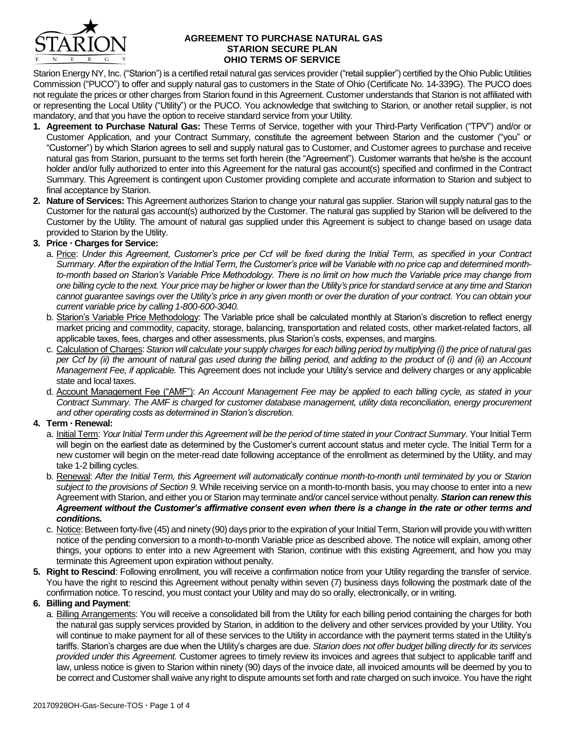# AGREEMENT TO PURCHASE NATURAL GAS
## STARION SECURE PLAN
## OHIO TERMS OF SERVICE

Starion Energy NY, Inc. ("Starion") is a certified retail natural gas services provider ("retail supplier") certified by the Ohio Public Utilities Commission ("PUCO") to offer and supply natural gas to customers in the State of Ohio (Certificate No. 14-339G). The PUCO does not regulate the prices or other charges from Starion found in this Agreement. Customer understands that Starion is not affiliated with or representing the Local Utility ("Utility") or the PUCO. You acknowledge that switching to Starion, or another retail supplier, is not mandatory, and that you have the option to receive standard service from your Utility.

1. **Agreement to Purchase Natural Gas:** These Terms of Service, together with your Third-Party Verification ("TPV") and/or or Customer Application, and your Contract Summary, constitute the agreement between Starion and the customer ("you" or "Customer") by which Starion agrees to sell and supply natural gas to Customer, and Customer agrees to purchase and receive natural gas from Starion, pursuant to the terms set forth herein (the "Agreement"). Customer warrants that he/she is the account holder and/or fully authorized to enter into this Agreement for the natural gas account(s) specified and confirmed in the Contract Summary. This Agreement is contingent upon Customer providing complete and accurate information to Starion and subject to final acceptance by Starion.

2. **Nature of Services:** This Agreement authorizes Starion to change your natural gas supplier. Starion will supply natural gas to the Customer for the natural gas account(s) authorized by the Customer. The natural gas supplied by Starion will be delivered to the Customer by the Utility. The amount of natural gas supplied under this Agreement is subject to change based on usage data provided to Starion by the Utility.

3. **Price · Charges for Service:**
   a. Price: *Under this Agreement, Customer's price per Ccf will be fixed during the Initial Term, as specified in your Contract Summary. After the expiration of the Initial Term, the Customer's price will be Variable with no price cap and determined month-to-month based on Starion's Variable Price Methodology. There is no limit on how much the Variable price may change from one billing cycle to the next. Your price may be higher or lower than the Utility's price for standard service at any time and Starion cannot guarantee savings over the Utility's price in any given month or over the duration of your contract. You can obtain your current variable price by calling 1-800-600-3040.*

   b. Starion's Variable Price Methodology: The Variable price shall be calculated monthly at Starion's discretion to reflect energy market pricing and commodity, capacity, storage, balancing, transportation and related costs, other market-related factors, all applicable taxes, fees, charges and other assessments, plus Starion's costs, expenses, and margins.

   c. Calculation of Charges: *Starion will calculate your supply charges for each billing period by multiplying (i) the price of natural gas per Ccf by (ii) the amount of natural gas used during the billing period, and adding to the product of (i) and (ii) an Account Management Fee, if applicable.* This Agreement does not include your Utility's service and delivery charges or any applicable state and local taxes.

   d. Account Management Fee ("AMF"): *An Account Management Fee may be applied to each billing cycle, as stated in your Contract Summary. The AMF is charged for customer database management, utility data reconciliation, energy procurement and other operating costs as determined in Starion's discretion.*

4. **Term · Renewal:**
   a. Initial Term: *Your Initial Term under this Agreement will be the period of time stated in your Contract Summary*. Your Initial Term will begin on the earliest date as determined by the Customer's current account status and meter cycle. The Initial Term for a new customer will begin on the meter-read date following acceptance of the enrollment as determined by the Utility, and may take 1-2 billing cycles.

   b. Renewal: *After the Initial Term, this Agreement will automatically continue month-to-month until terminated by you or Starion subject to the provisions of Section 9.* While receiving service on a month-to-month basis, you may choose to enter into a new Agreement with Starion, and either you or Starion may terminate and/or cancel service without penalty. ***Starion can renew this Agreement without the Customer's affirmative consent even when there is a change in the rate or other terms and conditions.***

   c. Notice: Between forty-five (45) and ninety (90) days prior to the expiration of your Initial Term, Starion will provide you with written notice of the pending conversion to a month-to-month Variable price as described above. The notice will explain, among other things, your options to enter into a new Agreement with Starion, continue with this existing Agreement, and how you may terminate this Agreement upon expiration without penalty.

5. **Right to Rescind**: Following enrollment, you will receive a confirmation notice from your Utility regarding the transfer of service. You have the right to rescind this Agreement without penalty within seven (7) business days following the postmark date of the confirmation notice. To rescind, you must contact your Utility and may do so orally, electronically, or in writing.

6. **Billing and Payment**:
   a. Billing Arrangements: You will receive a consolidated bill from the Utility for each billing period containing the charges for both the natural gas supply services provided by Starion, in addition to the delivery and other services provided by your Utility. You will continue to make payment for all of these services to the Utility in accordance with the payment terms stated in the Utility's tariffs. Starion's charges are due when the Utility's charges are due. *Starion does not offer budget billing directly for its services provided under this Agreement.* Customer agrees to timely review its invoices and agrees that subject to applicable tariff and law, unless notice is given to Starion within ninety (90) days of the invoice date, all invoiced amounts will be deemed by you to be correct and Customer shall waive any right to dispute amounts set forth and rate charged on such invoice. You have the right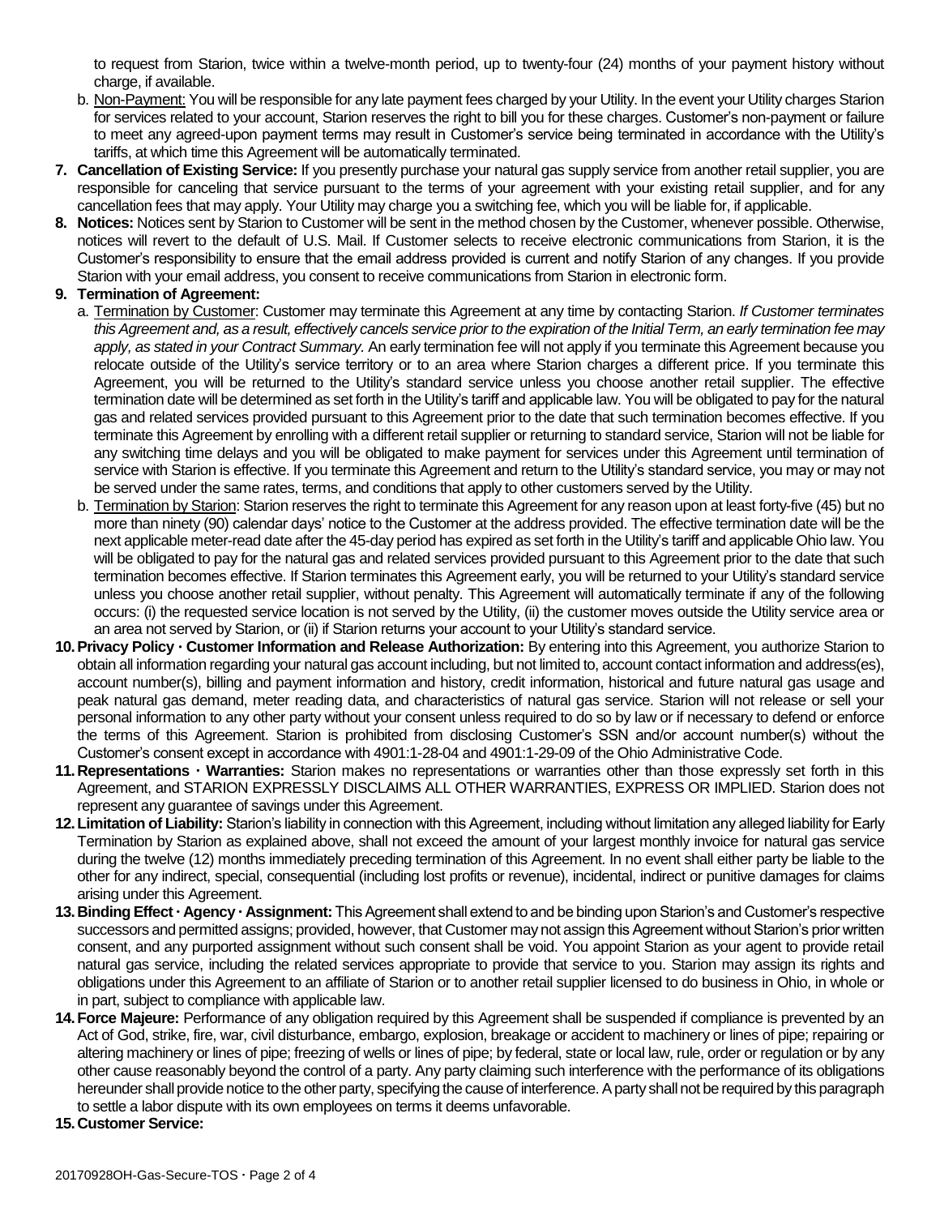to request from Starion, twice within a twelve-month period, up to twenty-four (24) months of your payment history without charge, if available.

b. Non-Payment: You will be responsible for any late payment fees charged by your Utility. In the event your Utility charges Starion for services related to your account, Starion reserves the right to bill you for these charges. Customer's non-payment or failure to meet any agreed-upon payment terms may result in Customer's service being terminated in accordance with the Utility's tariffs, at which time this Agreement will be automatically terminated.

**7. Cancellation of Existing Service:** If you presently purchase your natural gas supply service from another retail supplier, you are responsible for canceling that service pursuant to the terms of your agreement with your existing retail supplier, and for any cancellation fees that may apply. Your Utility may charge you a switching fee, which you will be liable for, if applicable.

**8. Notices:** Notices sent by Starion to Customer will be sent in the method chosen by the Customer, whenever possible. Otherwise, notices will revert to the default of U.S. Mail. If Customer selects to receive electronic communications from Starion, it is the Customer's responsibility to ensure that the email address provided is current and notify Starion of any changes. If you provide Starion with your email address, you consent to receive communications from Starion in electronic form.

**9. Termination of Agreement:**

a. Termination by Customer: Customer may terminate this Agreement at any time by contacting Starion. *If Customer terminates this Agreement and, as a result, effectively cancels service prior to the expiration of the Initial Term, an early termination fee may apply, as stated in your Contract Summary.* An early termination fee will not apply if you terminate this Agreement because you relocate outside of the Utility's service territory or to an area where Starion charges a different price. If you terminate this Agreement, you will be returned to the Utility's standard service unless you choose another retail supplier. The effective termination date will be determined as set forth in the Utility's tariff and applicable law. You will be obligated to pay for the natural gas and related services provided pursuant to this Agreement prior to the date that such termination becomes effective. If you terminate this Agreement by enrolling with a different retail supplier or returning to standard service, Starion will not be liable for any switching time delays and you will be obligated to make payment for services under this Agreement until termination of service with Starion is effective. If you terminate this Agreement and return to the Utility's standard service, you may or may not be served under the same rates, terms, and conditions that apply to other customers served by the Utility.

b. Termination by Starion: Starion reserves the right to terminate this Agreement for any reason upon at least forty-five (45) but no more than ninety (90) calendar days' notice to the Customer at the address provided. The effective termination date will be the next applicable meter-read date after the 45-day period has expired as set forth in the Utility's tariff and applicable Ohio law. You will be obligated to pay for the natural gas and related services provided pursuant to this Agreement prior to the date that such termination becomes effective. If Starion terminates this Agreement early, you will be returned to your Utility's standard service unless you choose another retail supplier, without penalty. This Agreement will automatically terminate if any of the following occurs: (i) the requested service location is not served by the Utility, (ii) the customer moves outside the Utility service area or an area not served by Starion, or (ii) if Starion returns your account to your Utility's standard service.

**10. Privacy Policy · Customer Information and Release Authorization:** By entering into this Agreement, you authorize Starion to obtain all information regarding your natural gas account including, but not limited to, account contact information and address(es), account number(s), billing and payment information and history, credit information, historical and future natural gas usage and peak natural gas demand, meter reading data, and characteristics of natural gas service. Starion will not release or sell your personal information to any other party without your consent unless required to do so by law or if necessary to defend or enforce the terms of this Agreement. Starion is prohibited from disclosing Customer's SSN and/or account number(s) without the Customer's consent except in accordance with 4901:1-28-04 and 4901:1-29-09 of the Ohio Administrative Code.

**11. Representations · Warranties:** Starion makes no representations or warranties other than those expressly set forth in this Agreement, and STARION EXPRESSLY DISCLAIMS ALL OTHER WARRANTIES, EXPRESS OR IMPLIED. Starion does not represent any guarantee of savings under this Agreement.

**12. Limitation of Liability:** Starion's liability in connection with this Agreement, including without limitation any alleged liability for Early Termination by Starion as explained above, shall not exceed the amount of your largest monthly invoice for natural gas service during the twelve (12) months immediately preceding termination of this Agreement. In no event shall either party be liable to the other for any indirect, special, consequential (including lost profits or revenue), incidental, indirect or punitive damages for claims arising under this Agreement.

**13. Binding Effect · Agency · Assignment:** This Agreement shall extend to and be binding upon Starion's and Customer's respective successors and permitted assigns; provided, however, that Customer may not assign this Agreement without Starion's prior written consent, and any purported assignment without such consent shall be void. You appoint Starion as your agent to provide retail natural gas service, including the related services appropriate to provide that service to you. Starion may assign its rights and obligations under this Agreement to an affiliate of Starion or to another retail supplier licensed to do business in Ohio, in whole or in part, subject to compliance with applicable law.

**14. Force Majeure:** Performance of any obligation required by this Agreement shall be suspended if compliance is prevented by an Act of God, strike, fire, war, civil disturbance, embargo, explosion, breakage or accident to machinery or lines of pipe; repairing or altering machinery or lines of pipe; freezing of wells or lines of pipe; by federal, state or local law, rule, order or regulation or by any other cause reasonably beyond the control of a party. Any party claiming such interference with the performance of its obligations hereunder shall provide notice to the other party, specifying the cause of interference. A party shall not be required by this paragraph to settle a labor dispute with its own employees on terms it deems unfavorable.

**15. Customer Service:**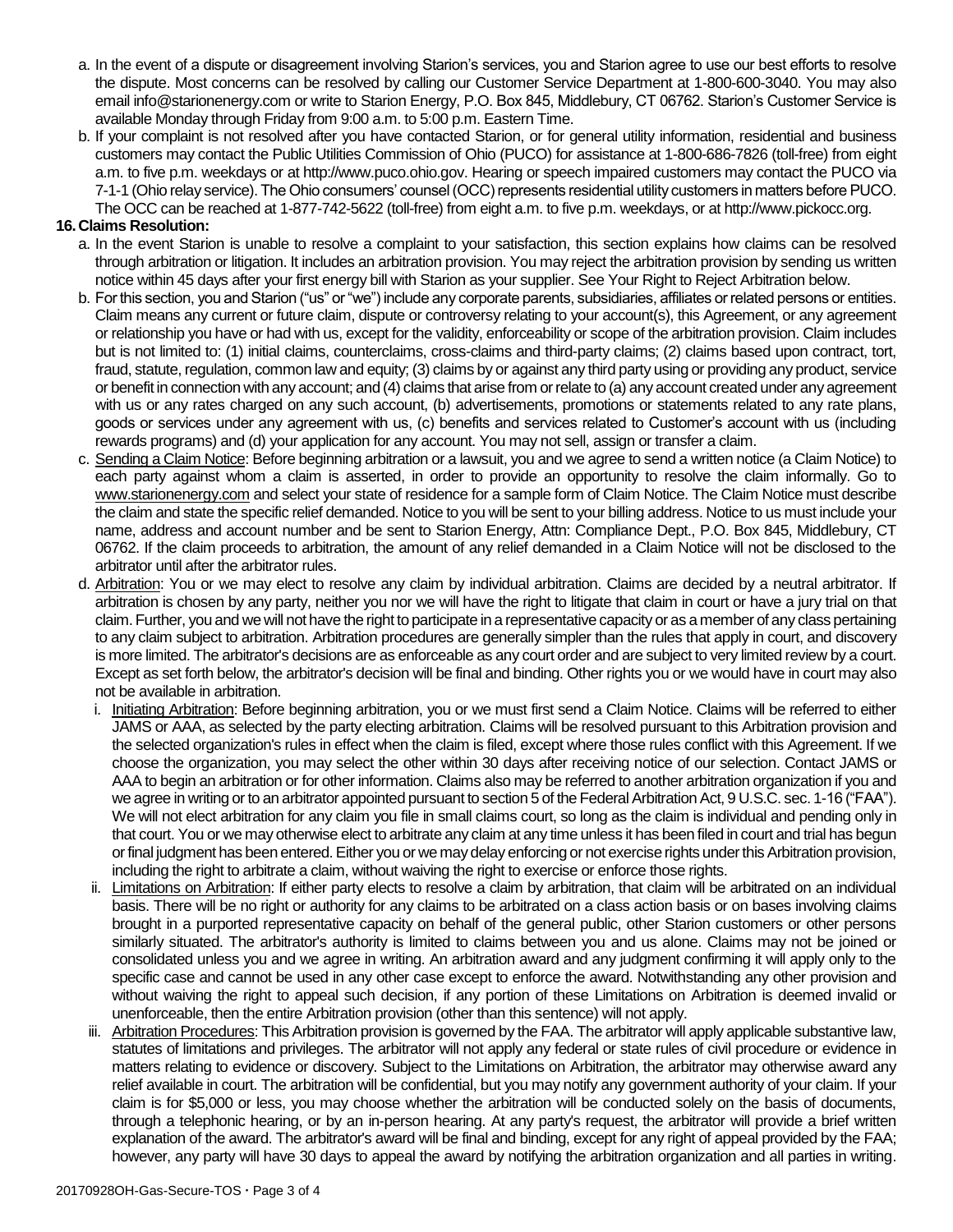a. In the event of a dispute or disagreement involving Starion's services, you and Starion agree to use our best efforts to resolve the dispute. Most concerns can be resolved by calling our Customer Service Department at 1-800-600-3040. You may also email info@starionenergy.com or write to Starion Energy, P.O. Box 845, Middlebury, CT 06762. Starion's Customer Service is available Monday through Friday from 9:00 a.m. to 5:00 p.m. Eastern Time.

b. If your complaint is not resolved after you have contacted Starion, or for general utility information, residential and business customers may contact the Public Utilities Commission of Ohio (PUCO) for assistance at 1-800-686-7826 (toll-free) from eight a.m. to five p.m. weekdays or at http://www.puco.ohio.gov. Hearing or speech impaired customers may contact the PUCO via 7-1-1 (Ohio relay service). The Ohio consumers' counsel (OCC) represents residential utility customers in matters before PUCO. The OCC can be reached at 1-877-742-5622 (toll-free) from eight a.m. to five p.m. weekdays, or at http://www.pickocc.org.

**16. Claims Resolution:**

a. In the event Starion is unable to resolve a complaint to your satisfaction, this section explains how claims can be resolved through arbitration or litigation. It includes an arbitration provision. You may reject the arbitration provision by sending us written notice within 45 days after your first energy bill with Starion as your supplier. See Your Right to Reject Arbitration below.

b. For this section, you and Starion ("us" or "we") include any corporate parents, subsidiaries, affiliates or related persons or entities. Claim means any current or future claim, dispute or controversy relating to your account(s), this Agreement, or any agreement or relationship you have or had with us, except for the validity, enforceability or scope of the arbitration provision. Claim includes but is not limited to: (1) initial claims, counterclaims, cross-claims and third-party claims; (2) claims based upon contract, tort, fraud, statute, regulation, common law and equity; (3) claims by or against any third party using or providing any product, service or benefit in connection with any account; and (4) claims that arise from or relate to (a) any account created under any agreement with us or any rates charged on any such account, (b) advertisements, promotions or statements related to any rate plans, goods or services under any agreement with us, (c) benefits and services related to Customer's account with us (including rewards programs) and (d) your application for any account. You may not sell, assign or transfer a claim.

c. Sending a Claim Notice: Before beginning arbitration or a lawsuit, you and we agree to send a written notice (a Claim Notice) to each party against whom a claim is asserted, in order to provide an opportunity to resolve the claim informally. Go to www.starionenergy.com and select your state of residence for a sample form of Claim Notice. The Claim Notice must describe the claim and state the specific relief demanded. Notice to you will be sent to your billing address. Notice to us must include your name, address and account number and be sent to Starion Energy, Attn: Compliance Dept., P.O. Box 845, Middlebury, CT 06762. If the claim proceeds to arbitration, the amount of any relief demanded in a Claim Notice will not be disclosed to the arbitrator until after the arbitrator rules.

d. Arbitration: You or we may elect to resolve any claim by individual arbitration. Claims are decided by a neutral arbitrator. If arbitration is chosen by any party, neither you nor we will have the right to litigate that claim in court or have a jury trial on that claim. Further, you and we will not have the right to participate in a representative capacity or as a member of any class pertaining to any claim subject to arbitration. Arbitration procedures are generally simpler than the rules that apply in court, and discovery is more limited. The arbitrator's decisions are as enforceable as any court order and are subject to very limited review by a court. Except as set forth below, the arbitrator's decision will be final and binding. Other rights you or we would have in court may also not be available in arbitration.

   i. Initiating Arbitration: Before beginning arbitration, you or we must first send a Claim Notice. Claims will be referred to either JAMS or AAA, as selected by the party electing arbitration. Claims will be resolved pursuant to this Arbitration provision and the selected organization's rules in effect when the claim is filed, except where those rules conflict with this Agreement. If we choose the organization, you may select the other within 30 days after receiving notice of our selection. Contact JAMS or AAA to begin an arbitration or for other information. Claims also may be referred to another arbitration organization if you and we agree in writing or to an arbitrator appointed pursuant to section 5 of the Federal Arbitration Act, 9 U.S.C. sec. 1-16 ("FAA"). We will not elect arbitration for any claim you file in small claims court, so long as the claim is individual and pending only in that court. You or we may otherwise elect to arbitrate any claim at any time unless it has been filed in court and trial has begun or final judgment has been entered. Either you or we may delay enforcing or not exercise rights under this Arbitration provision, including the right to arbitrate a claim, without waiving the right to exercise or enforce those rights.

   ii. Limitations on Arbitration: If either party elects to resolve a claim by arbitration, that claim will be arbitrated on an individual basis. There will be no right or authority for any claims to be arbitrated on a class action basis or on bases involving claims brought in a purported representative capacity on behalf of the general public, other Starion customers or other persons similarly situated. The arbitrator's authority is limited to claims between you and us alone. Claims may not be joined or consolidated unless you and we agree in writing. An arbitration award and any judgment confirming it will apply only to the specific case and cannot be used in any other case except to enforce the award. Notwithstanding any other provision and without waiving the right to appeal such decision, if any portion of these Limitations on Arbitration is deemed invalid or unenforceable, then the entire Arbitration provision (other than this sentence) will not apply.

   iii. Arbitration Procedures: This Arbitration provision is governed by the FAA. The arbitrator will apply applicable substantive law, statutes of limitations and privileges. The arbitrator will not apply any federal or state rules of civil procedure or evidence in matters relating to evidence or discovery. Subject to the Limitations on Arbitration, the arbitrator may otherwise award any relief available in court. The arbitration will be confidential, but you may notify any government authority of your claim. If your claim is for $5,000 or less, you may choose whether the arbitration will be conducted solely on the basis of documents, through a telephonic hearing, or by an in-person hearing. At any party's request, the arbitrator will provide a brief written explanation of the award. The arbitrator's award will be final and binding, except for any right of appeal provided by the FAA; however, any party will have 30 days to appeal the award by notifying the arbitration organization and all parties in writing.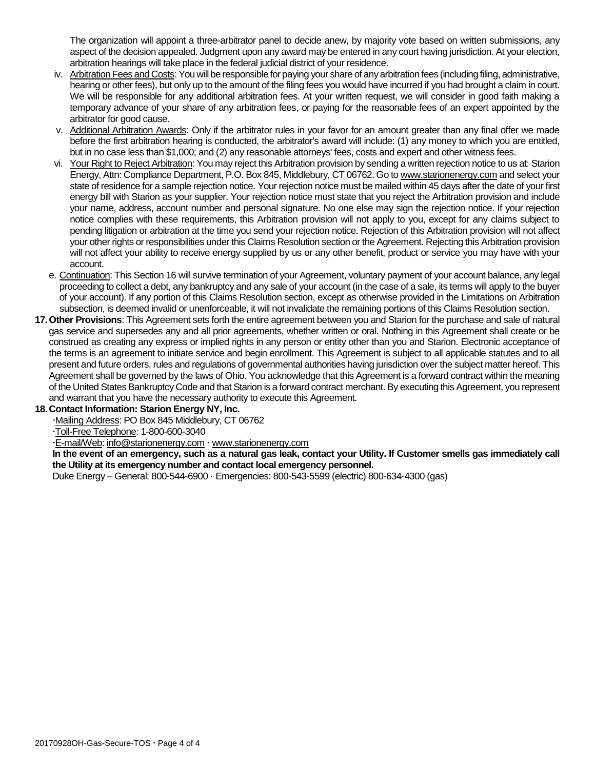The organization will appoint a three-arbitrator panel to decide anew, by majority vote based on written submissions, any aspect of the decision appealed. Judgment upon any award may be entered in any court having jurisdiction. At your election, arbitration hearings will take place in the federal judicial district of your residence.

iv. Arbitration Fees and Costs: You will be responsible for paying your share of any arbitration fees (including filing, administrative, hearing or other fees), but only up to the amount of the filing fees you would have incurred if you had brought a claim in court. We will be responsible for any additional arbitration fees. At your written request, we will consider in good faith making a temporary advance of your share of any arbitration fees, or paying for the reasonable fees of an expert appointed by the arbitrator for good cause.

v. Additional Arbitration Awards: Only if the arbitrator rules in your favor for an amount greater than any final offer we made before the first arbitration hearing is conducted, the arbitrator's award will include: (1) any money to which you are entitled, but in no case less than $1,000; and (2) any reasonable attorneys' fees, costs and expert and other witness fees.

vi. Your Right to Reject Arbitration: You may reject this Arbitration provision by sending a written rejection notice to us at: Starion Energy, Attn: Compliance Department, P.O. Box 845, Middlebury, CT 06762. Go to www.starionenergy.com and select your state of residence for a sample rejection notice. Your rejection notice must be mailed within 45 days after the date of your first energy bill with Starion as your supplier. Your rejection notice must state that you reject the Arbitration provision and include your name, address, account number and personal signature. No one else may sign the rejection notice. If your rejection notice complies with these requirements, this Arbitration provision will not apply to you, except for any claims subject to pending litigation or arbitration at the time you send your rejection notice. Rejection of this Arbitration provision will not affect your other rights or responsibilities under this Claims Resolution section or the Agreement. Rejecting this Arbitration provision will not affect your ability to receive energy supplied by us or any other benefit, product or service you may have with your account.

e. Continuation: This Section 16 will survive termination of your Agreement, voluntary payment of your account balance, any legal proceeding to collect a debt, any bankruptcy and any sale of your account (in the case of a sale, its terms will apply to the buyer of your account). If any portion of this Claims Resolution section, except as otherwise provided in the Limitations on Arbitration subsection, is deemed invalid or unenforceable, it will not invalidate the remaining portions of this Claims Resolution section.

**17. Other Provisions**: This Agreement sets forth the entire agreement between you and Starion for the purchase and sale of natural gas service and supersedes any and all prior agreements, whether written or oral. Nothing in this Agreement shall create or be construed as creating any express or implied rights in any person or entity other than you and Starion. Electronic acceptance of the terms is an agreement to initiate service and begin enrollment. This Agreement is subject to all applicable statutes and to all present and future orders, rules and regulations of governmental authorities having jurisdiction over the subject matter hereof. This Agreement shall be governed by the laws of Ohio. You acknowledge that this Agreement is a forward contract within the meaning of the United States Bankruptcy Code and that Starion is a forward contract merchant. By executing this Agreement, you represent and warrant that you have the necessary authority to execute this Agreement.

**18. Contact Information: Starion Energy NY, Inc.**

· Mailing Address: PO Box 845 Middlebury, CT 06762

· Toll-Free Telephone: 1-800-600-3040

· E-mail/Web: info@starionenergy.com · www.starionenergy.com

**In the event of an emergency, such as a natural gas leak, contact your Utility. If Customer smells gas immediately call the Utility at its emergency number and contact local emergency personnel.**

Duke Energy – General: 800-544-6900 · Emergencies: 800-543-5599 (electric) 800-634-4300 (gas)

20170928OH-Gas-Secure-TOS